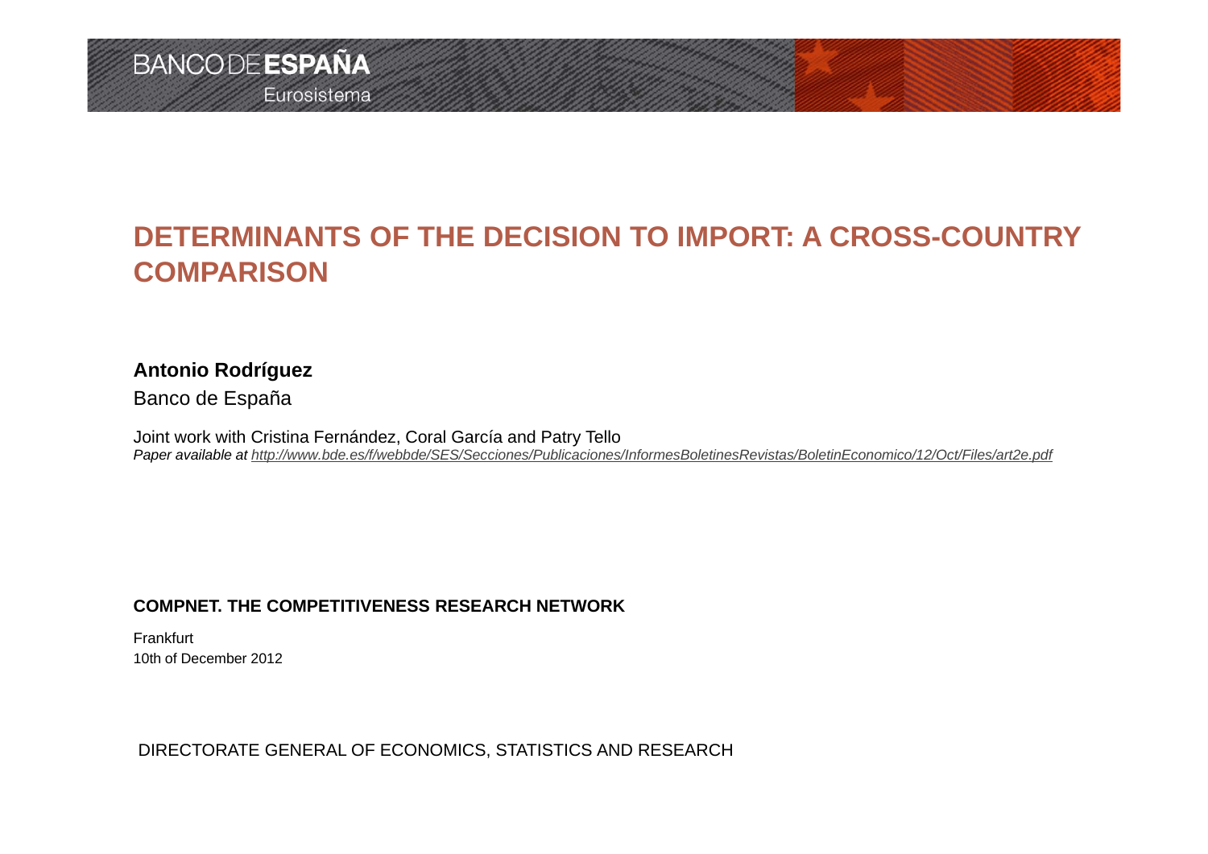BANCO DE **ESPAÑA**
Eurosistema

# DETERMINANTS OF THE DECISION TO IMPORT: A CROSS-COUNTRY COMPARISON

**Antonio Rodríguez**

Banco de España

Joint work with Cristina Fernández, Coral García and Patry Tello

*Paper available at http://www.bde.es/f/webbde/SES/Secciones/Publicaciones/InformesBoletinesRevistas/BoletinEconomico/12/Oct/Files/art2e.pdf*

**COMPNET. THE COMPETITIVENESS RESEARCH NETWORK**

Frankfurt
10th of December 2012

DIRECTORATE GENERAL OF ECONOMICS, STATISTICS AND RESEARCH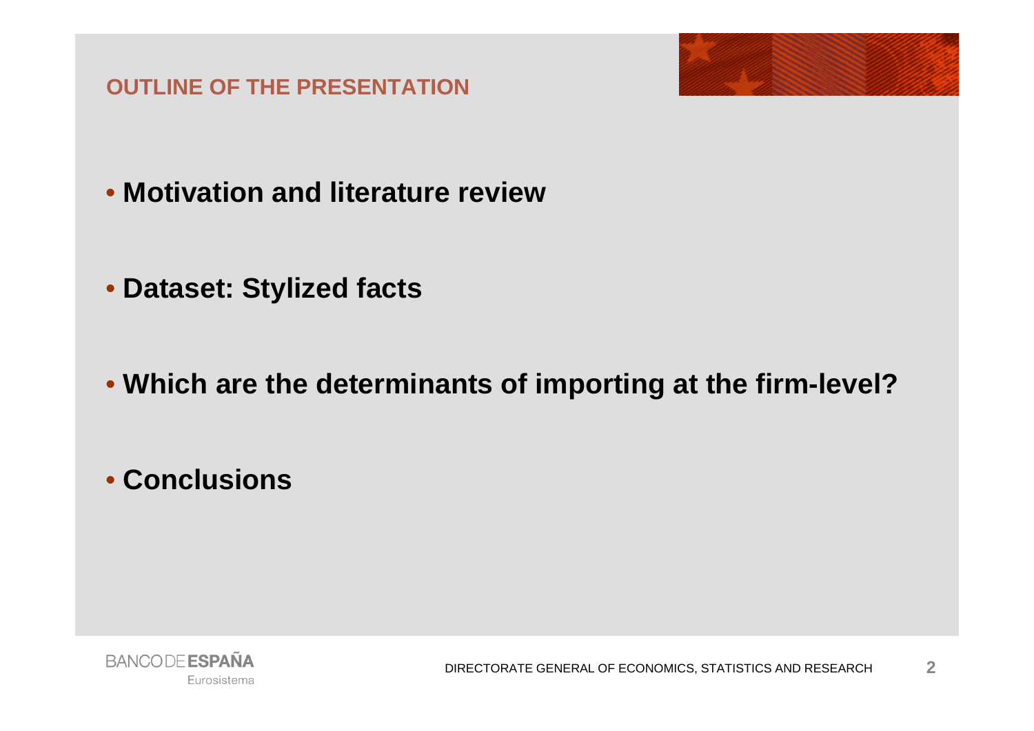## OUTLINE OF THE PRESENTATION

- **Motivation and literature review**
- **Dataset: Stylized facts**
- **Which are the determinants of importing at the firm-level?**
- **Conclusions**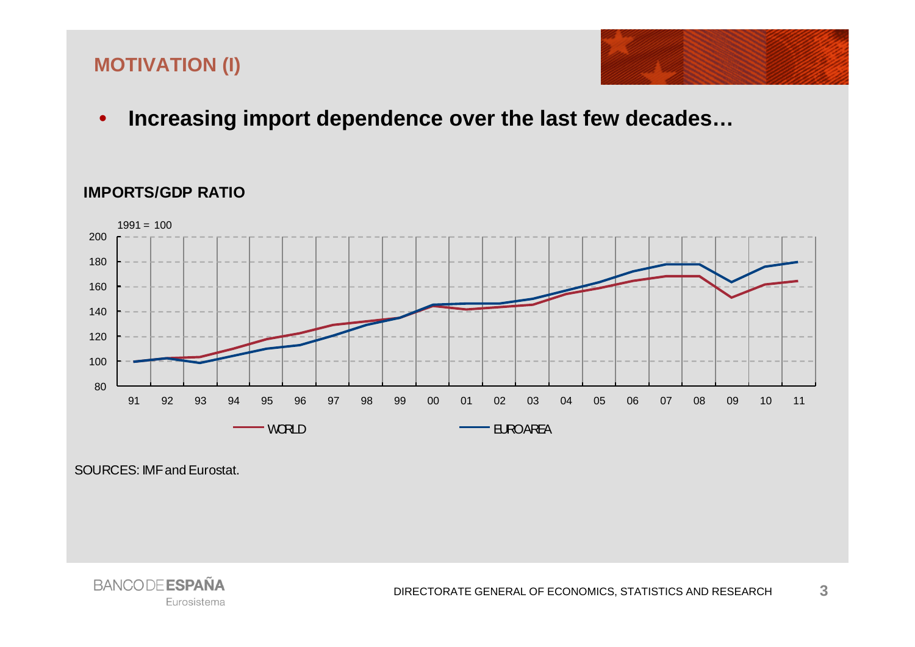## MOTIVATION (I)

- **Increasing import dependence over the last few decades…**

**IMPORTS/GDP RATIO**

1991 = 100

WORLD — EURO AREA

SOURCES: IMF and Eurostat.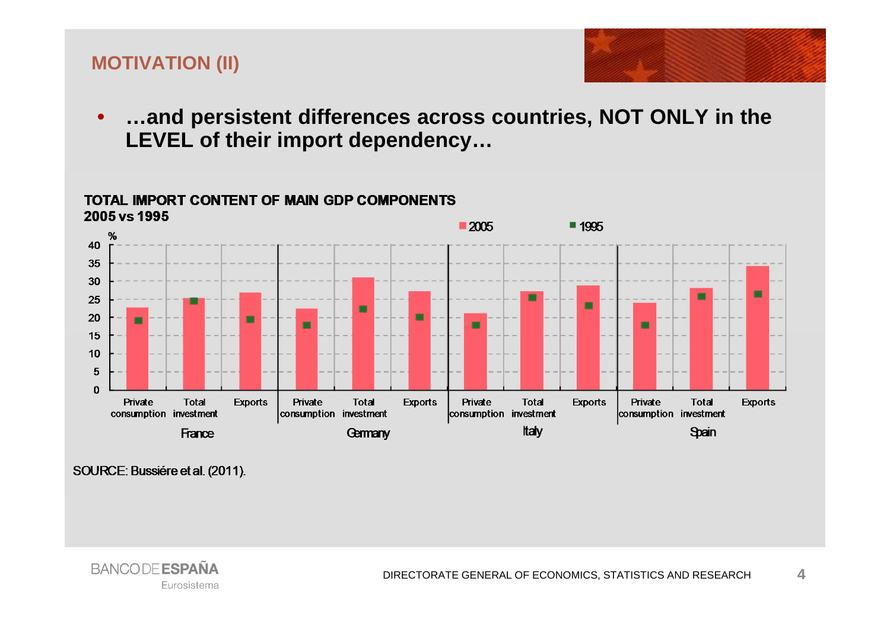# MOTIVATION (II)

- **…and persistent differences across countries, NOT ONLY in the LEVEL of their import dependency…**

**TOTAL IMPORT CONTENT OF MAIN GDP COMPONENTS 2005 vs 1995**

SOURCE: Bussiére et al. (2011).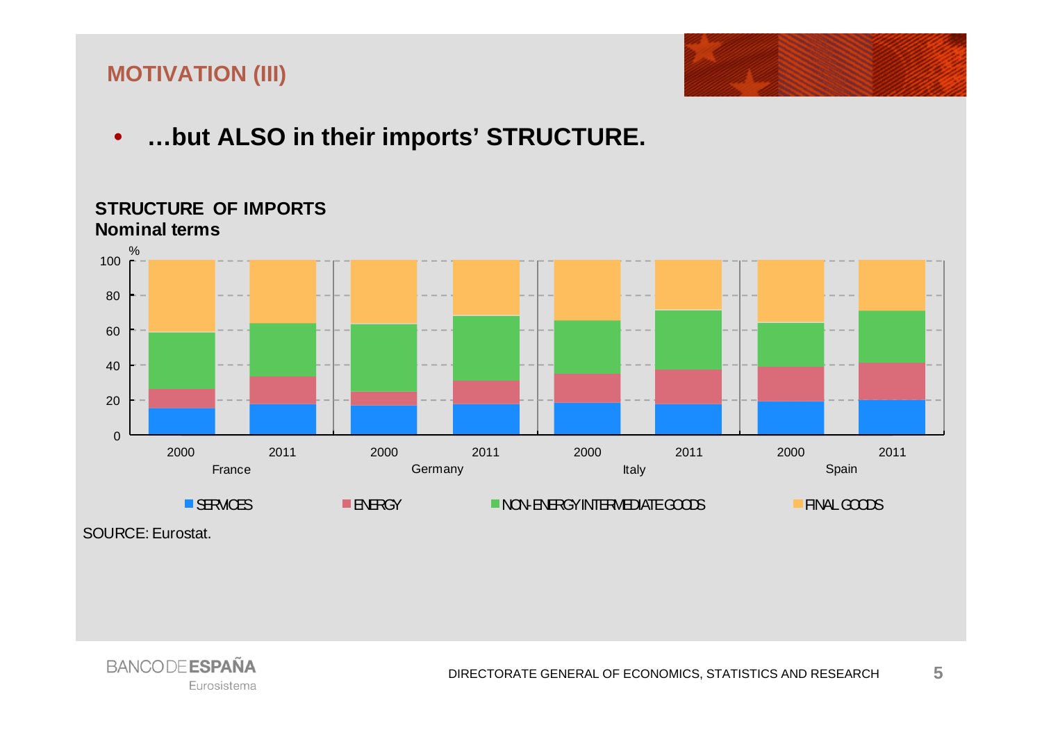## MOTIVATION (III)

- **…but ALSO in their imports' STRUCTURE.**

**STRUCTURE OF IMPORTS**
**Nominal terms**

SOURCE: Eurostat.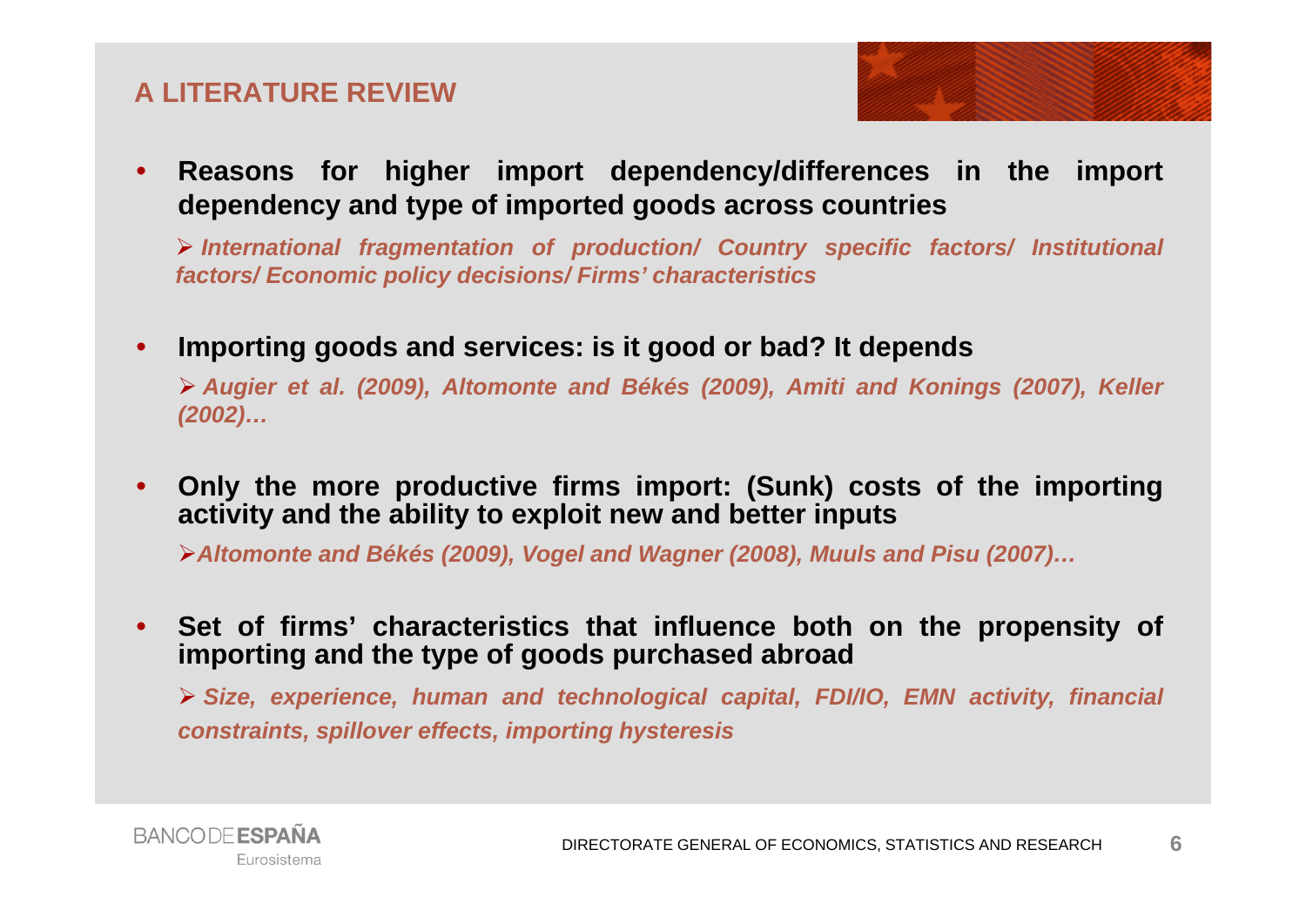## A LITERATURE REVIEW

- **Reasons for higher import dependency/differences in the import dependency and type of imported goods across countries**
  - ***International fragmentation of production/ Country specific factors/ Institutional factors/ Economic policy decisions/ Firms' characteristics***

- **Importing goods and services: is it good or bad? It depends**
  - ***Augier et al. (2009), Altomonte and Békés (2009), Amiti and Konings (2007), Keller (2002)…***

- **Only the more productive firms import: (Sunk) costs of the importing activity and the ability to exploit new and better inputs**
  - ***Altomonte and Békés (2009), Vogel and Wagner (2008), Muuls and Pisu (2007)…***

- **Set of firms' characteristics that influence both on the propensity of importing and the type of goods purchased abroad**
  - ***Size, experience, human and technological capital, FDI/IO, EMN activity, financial constraints, spillover effects, importing hysteresis***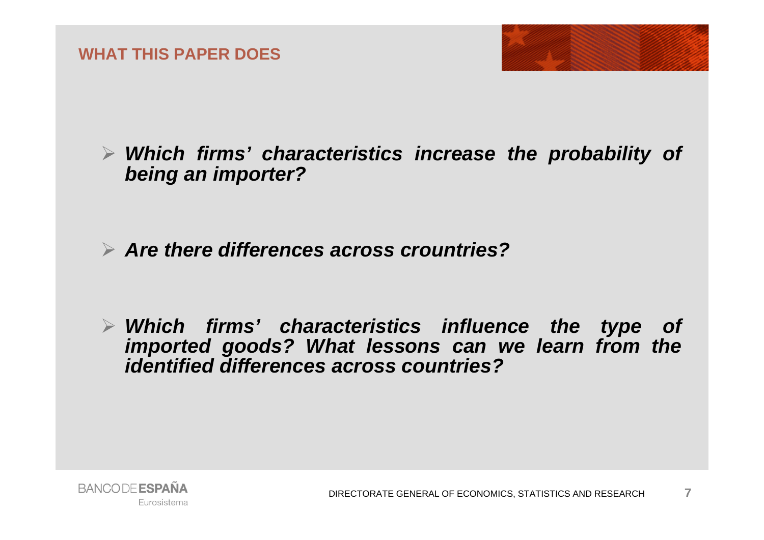## WHAT THIS PAPER DOES

- ***Which firms' characteristics increase the probability of being an importer?***

- ***Are there differences across crountries?***

- ***Which firms' characteristics influence the type of imported goods? What lessons can we learn from the identified differences across countries?***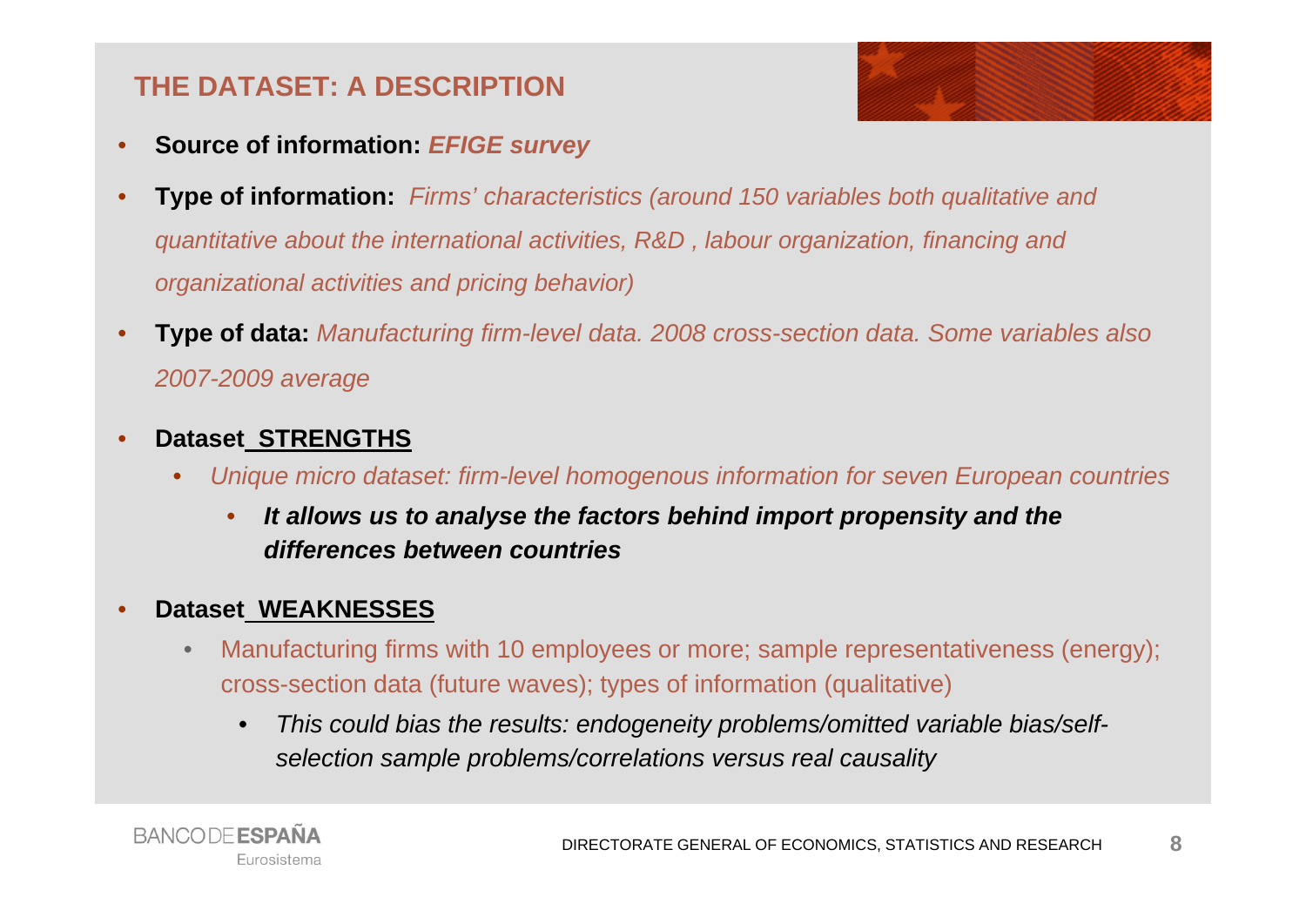## THE DATASET: A DESCRIPTION

- **Source of information:** ***EFIGE survey***
- **Type of information:** *Firms' characteristics (around 150 variables both qualitative and quantitative about the international activities, R&D , labour organization, financing and organizational activities and pricing behavior)*
- **Type of data:** *Manufacturing firm-level data. 2008 cross-section data. Some variables also 2007-2009 average*
- **Dataset_STRENGTHS**
  - *Unique micro dataset: firm-level homogenous information for seven European countries*
    - ***It allows us to analyse the factors behind import propensity and the differences between countries***
- **Dataset_WEAKNESSES**
  - Manufacturing firms with 10 employees or more; sample representativeness (energy); cross-section data (future waves); types of information (qualitative)
    - *This could bias the results: endogeneity problems/omitted variable bias/self-selection sample problems/correlations versus real causality*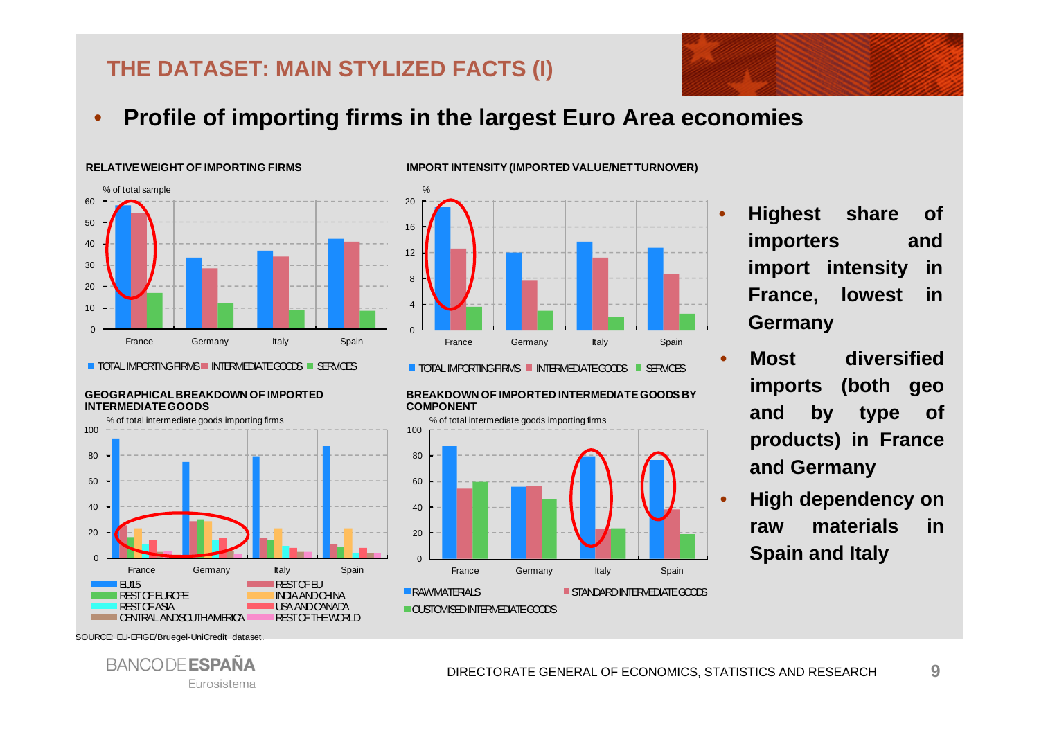## THE DATASET: MAIN STYLIZED FACTS (I)

- **Profile of importing firms in the largest Euro Area economies**

**RELATIVE WEIGHT OF IMPORTING FIRMS**

% of total sample

TOTAL IMPORTING FIRMS ■ INTERMEDIATE GOODS ■ SERVICES

**IMPORT INTENSITY (IMPORTED VALUE/NET TURNOVER)**

%

TOTAL IMPORTING FIRMS ■ INTERMEDIATE GOODS ■ SERVICES

**GEOGRAPHICAL BREAKDOWN OF IMPORTED INTERMEDIATE GOODS**

% of total intermediate goods importing firms

EU15, REST OF EU, REST OF EUROPE, INDIA AND CHINA, REST OF ASIA, USA AND CANADA, CENTRAL AND SOUTH AMERICA, REST OF THE WORLD

**BREAKDOWN OF IMPORTED INTERMEDIATE GOODS BY COMPONENT**

% of total intermediate goods importing firms

RAW MATERIALS, STANDARD INTERMEDIATE GOODS, CUSTOMISED INTERMEDIATE GOODS

- **Highest share of importers and import intensity in France, lowest in Germany**
- **Most diversified imports (both geo and by type of products) in France and Germany**
- **High dependency on raw materials in Spain and Italy**

SOURCE: EU-EFIGE/Bruegel-UniCredit dataset.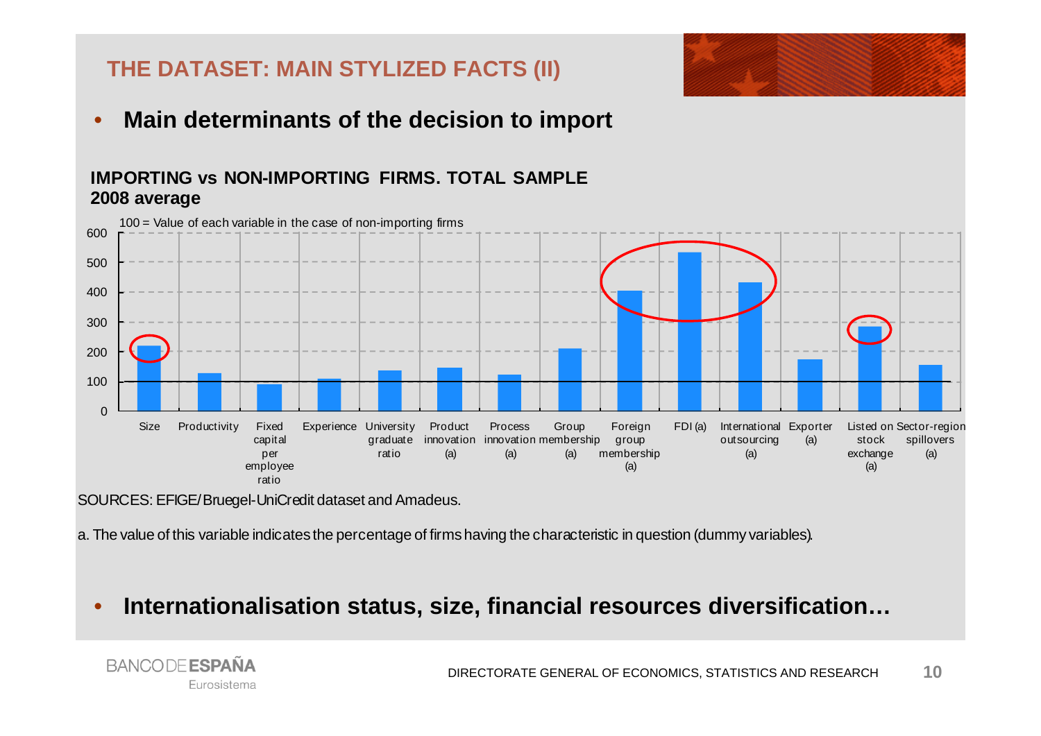## THE DATASET: MAIN STYLIZED FACTS (II)

- **Main determinants of the decision to import**

**IMPORTING vs NON-IMPORTING FIRMS. TOTAL SAMPLE**
**2008 average**

100 = Value of each variable in the case of non-importing firms

Size · Productivity · Fixed capital per employee ratio · Experience · University graduate ratio · Product innovation (a) · Process innovation (a) · Group membership (a) · Foreign group membership (a) · FDI (a) · International outsourcing (a) · Exporter (a) · Listed on stock exchange (a) · Sector-region spillovers (a)

SOURCES: EFIGE/Bruegel-UniCredit dataset and Amadeus.

a. The value of this variable indicates the percentage of firms having the characteristic in question (dummy variables).

- **Internationalisation status, size, financial resources diversification…**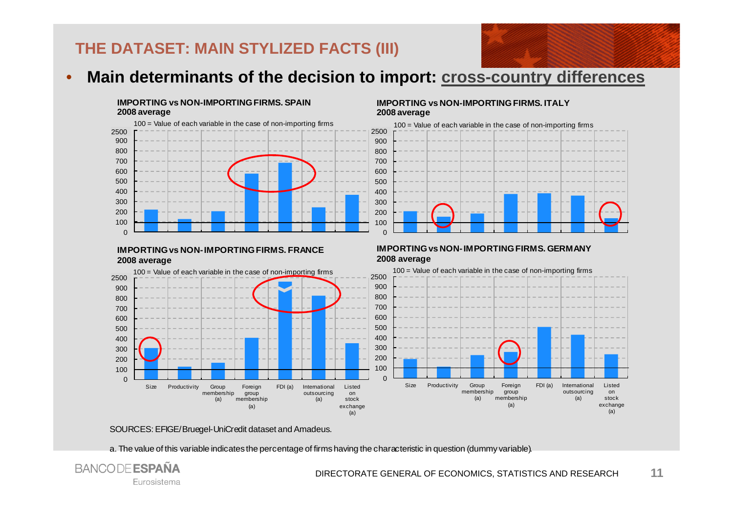## THE DATASET: MAIN STYLIZED FACTS (III)

- **Main determinants of the decision to import: cross-country differences**

**IMPORTING vs NON-IMPORTING FIRMS. SPAIN**
**2008 average**

100 = Value of each variable in the case of non-importing firms

**IMPORTING vs NON-IMPORTING FIRMS. ITALY**
**2008 average**

100 = Value of each variable in the case of non-importing firms

**IMPORTING vs NON-IMPORTING FIRMS. FRANCE**
**2008 average**

100 = Value of each variable in the case of non-importing firms

**IMPORTING vs NON-IMPORTING FIRMS. GERMANY**
**2008 average**

100 = Value of each variable in the case of non-importing firms

Variables: Size; Productivity; Group membership (a); Foreign group membership (a); FDI (a); International outsourcing (a); Listed on stock exchange (a)

SOURCES: EFIGE/Bruegel-UniCredit dataset and Amadeus.

a. The value of this variable indicates the percentage of firms having the characteristic in question (dummy variable).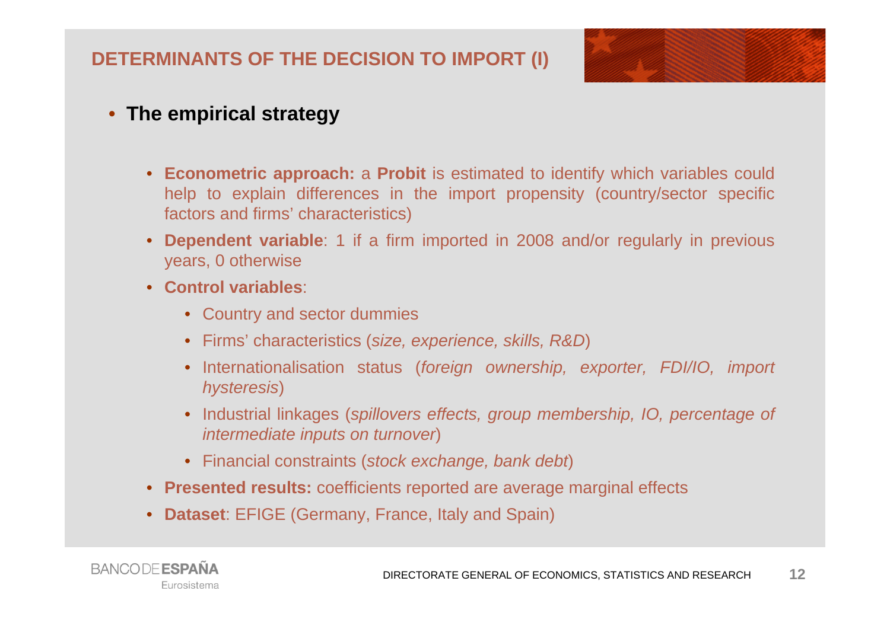## DETERMINANTS OF THE DECISION TO IMPORT (I)

- **The empirical strategy**

  - **Econometric approach:** a **Probit** is estimated to identify which variables could help to explain differences in the import propensity (country/sector specific factors and firms' characteristics)
  - **Dependent variable**: 1 if a firm imported in 2008 and/or regularly in previous years, 0 otherwise
  - **Control variables**:
    - Country and sector dummies
    - Firms' characteristics (*size, experience, skills, R&D*)
    - Internationalisation status (*foreign ownership, exporter, FDI/IO, import hysteresis*)
    - Industrial linkages (*spillovers effects, group membership, IO, percentage of intermediate inputs on turnover*)
    - Financial constraints (*stock exchange, bank debt*)
  - **Presented results:** coefficients reported are average marginal effects
  - **Dataset**: EFIGE (Germany, France, Italy and Spain)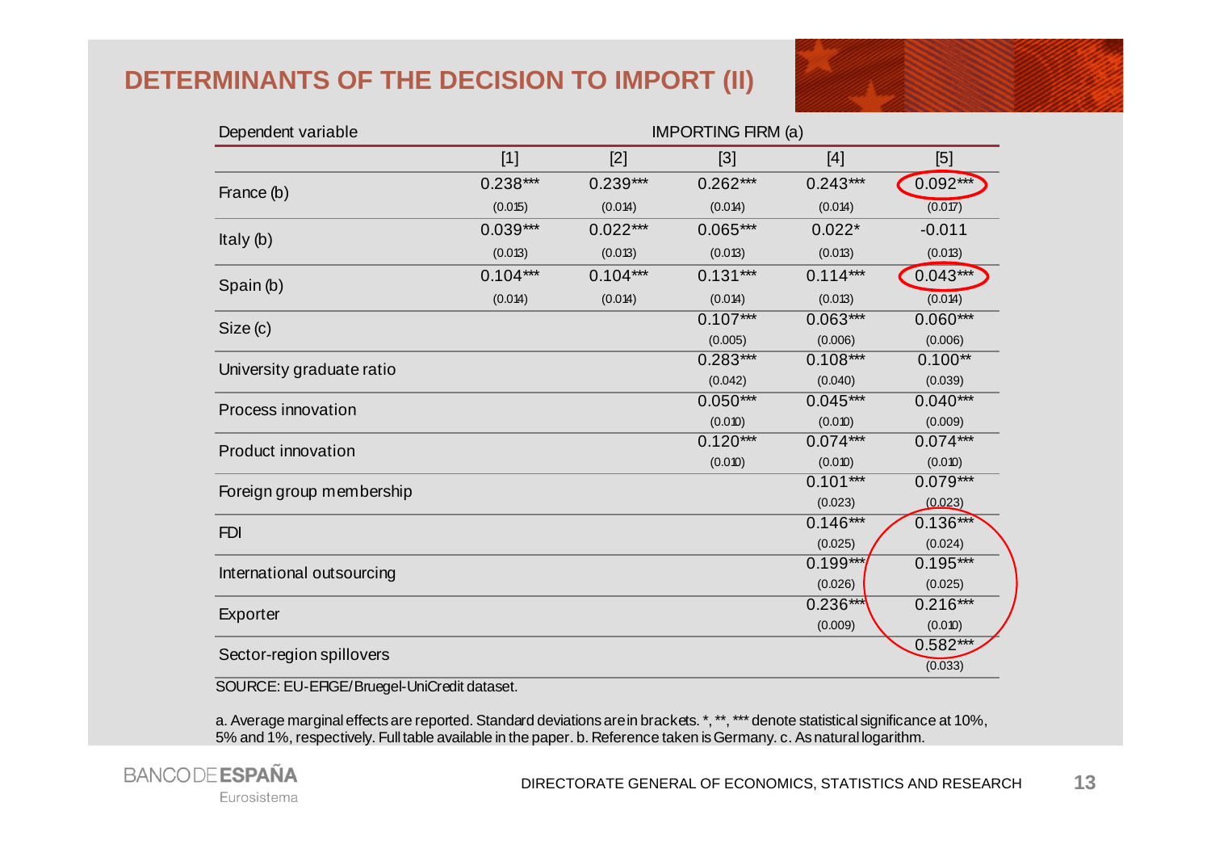# DETERMINANTS OF THE DECISION TO IMPORT (II)

| Dependent variable | IMPORTING FIRM (a) | | | | |
|---|---|---|---|---|---|
| | [1] | [2] | [3] | [4] | [5] |
| France (b) | 0.238*** | 0.239*** | 0.262*** | 0.243*** | 0.092*** |
| | (0.015) | (0.014) | (0.014) | (0.014) | (0.017) |
| Italy (b) | 0.039*** | 0.022*** | 0.065*** | 0.022* | -0.011 |
| | (0.013) | (0.013) | (0.013) | (0.013) | (0.013) |
| Spain (b) | 0.104*** | 0.104*** | 0.131*** | 0.114*** | 0.043*** |
| | (0.014) | (0.014) | (0.014) | (0.013) | (0.014) |
| Size (c) | | | 0.107*** | 0.063*** | 0.060*** |
| | | | (0.005) | (0.006) | (0.006) |
| University graduate ratio | | | 0.283*** | 0.108*** | 0.100** |
| | | | (0.042) | (0.040) | (0.039) |
| Process innovation | | | 0.050*** | 0.045*** | 0.040*** |
| | | | (0.010) | (0.010) | (0.009) |
| Product innovation | | | 0.120*** | 0.074*** | 0.074*** |
| | | | (0.010) | (0.010) | (0.010) |
| Foreign group membership | | | | 0.101*** | 0.079*** |
| | | | | (0.023) | (0.023) |
| FDI | | | | 0.146*** | 0.136*** |
| | | | | (0.025) | (0.024) |
| International outsourcing | | | | 0.199*** | 0.195*** |
| | | | | (0.026) | (0.025) |
| Exporter | | | | 0.236*** | 0.216*** |
| | | | | (0.009) | (0.010) |
| Sector-region spillovers | | | | | 0.582*** |
| | | | | | (0.033) |

SOURCE: EU-EFIGE/Bruegel-UniCredit dataset.

a. Average marginal effects are reported. Standard deviations are in brackets. *, **, *** denote statistical significance at 10%, 5% and 1%, respectively. Full table available in the paper. b. Reference taken is Germany. c. As natural logarithm.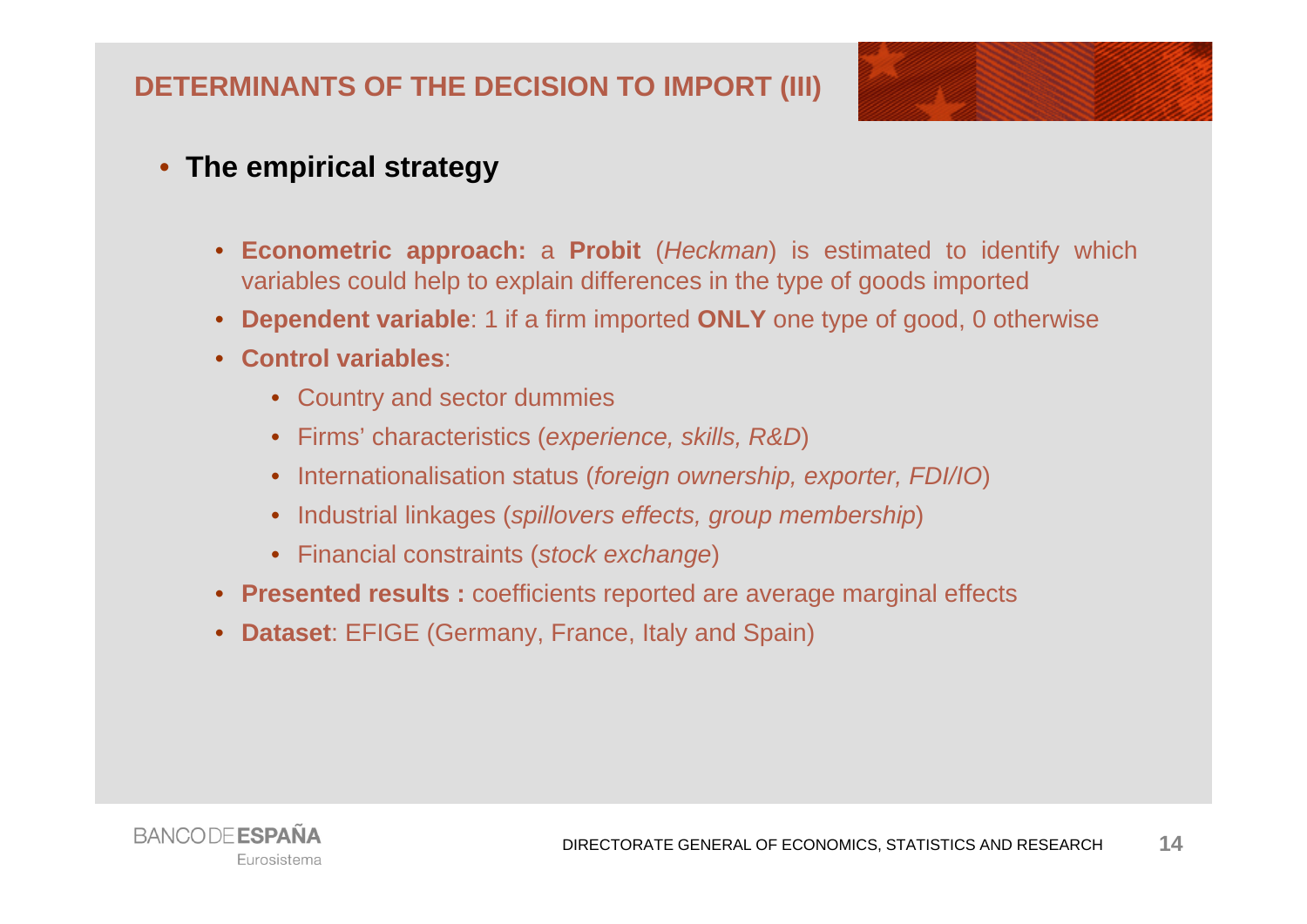## DETERMINANTS OF THE DECISION TO IMPORT (III)

- **The empirical strategy**

  - **Econometric approach:** a **Probit** (*Heckman*) is estimated to identify which variables could help to explain differences in the type of goods imported
  - **Dependent variable**: 1 if a firm imported **ONLY** one type of good, 0 otherwise
  - **Control variables**:
    - Country and sector dummies
    - Firms' characteristics (*experience, skills, R&D*)
    - Internationalisation status (*foreign ownership, exporter, FDI/IO*)
    - Industrial linkages (*spillovers effects, group membership*)
    - Financial constraints (*stock exchange*)
  - **Presented results :** coefficients reported are average marginal effects
  - **Dataset**: EFIGE (Germany, France, Italy and Spain)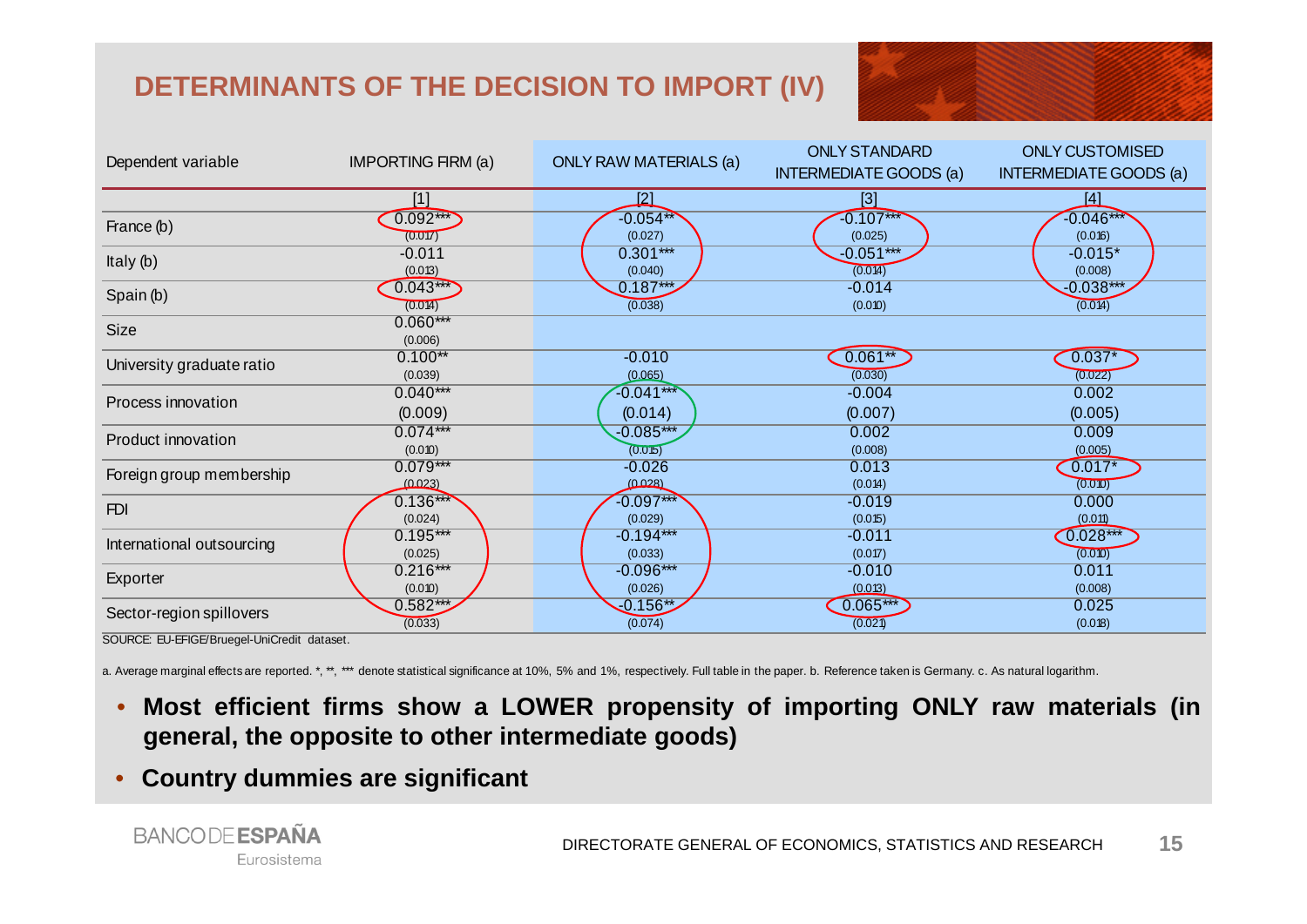# DETERMINANTS OF THE DECISION TO IMPORT (IV)

| Dependent variable | IMPORTING FIRM (a) | ONLY RAW MATERIALS (a) | ONLY STANDARD INTERMEDIATE GOODS (a) | ONLY CUSTOMISED INTERMEDIATE GOODS (a) |
|---|---|---|---|---|
| | [1] | [2] | [3] | [4] |
| France (b) | 0.092*** | -0.054** | -0.107*** | -0.046*** |
| | (0.017) | (0.027) | (0.025) | (0.016) |
| Italy (b) | -0.011 | 0.301*** | -0.051*** | -0.015* |
| | (0.013) | (0.040) | (0.014) | (0.008) |
| Spain (b) | 0.043*** | 0.187*** | -0.014 | -0.038*** |
| | (0.014) | (0.038) | (0.010) | (0.014) |
| Size | 0.060*** | | | |
| | (0.006) | | | |
| University graduate ratio | 0.100** | -0.010 | 0.061** | 0.037* |
| | (0.039) | (0.065) | (0.030) | (0.022) |
| Process innovation | 0.040*** | -0.041*** | -0.004 | 0.002 |
| | (0.009) | (0.014) | (0.007) | (0.005) |
| Product innovation | 0.074*** | -0.085*** | 0.002 | 0.009 |
| | (0.010) | (0.015) | (0.008) | (0.005) |
| Foreign group membership | 0.079*** | -0.026 | 0.013 | 0.017* |
| | (0.023) | (0.028) | (0.014) | (0.010) |
| FDI | 0.136*** | -0.097*** | -0.019 | 0.000 |
| | (0.024) | (0.029) | (0.015) | (0.011) |
| International outsourcing | 0.195*** | -0.194*** | -0.011 | 0.028*** |
| | (0.025) | (0.033) | (0.017) | (0.010) |
| Exporter | 0.216*** | -0.096*** | -0.010 | 0.011 |
| | (0.010) | (0.026) | (0.013) | (0.008) |
| Sector-region spillovers | 0.582*** | -0.156** | 0.065*** | 0.025 |
| | (0.033) | (0.074) | (0.021) | (0.018) |

SOURCE: EU-EFIGE/Bruegel-UniCredit dataset.

a. Average marginal effects are reported. *, **, *** denote statistical significance at 10%, 5% and 1%, respectively. Full table in the paper. b. Reference taken is Germany. c. As natural logarithm.

- **Most efficient firms show a LOWER propensity of importing ONLY raw materials (in general, the opposite to other intermediate goods)**
- **Country dummies are significant**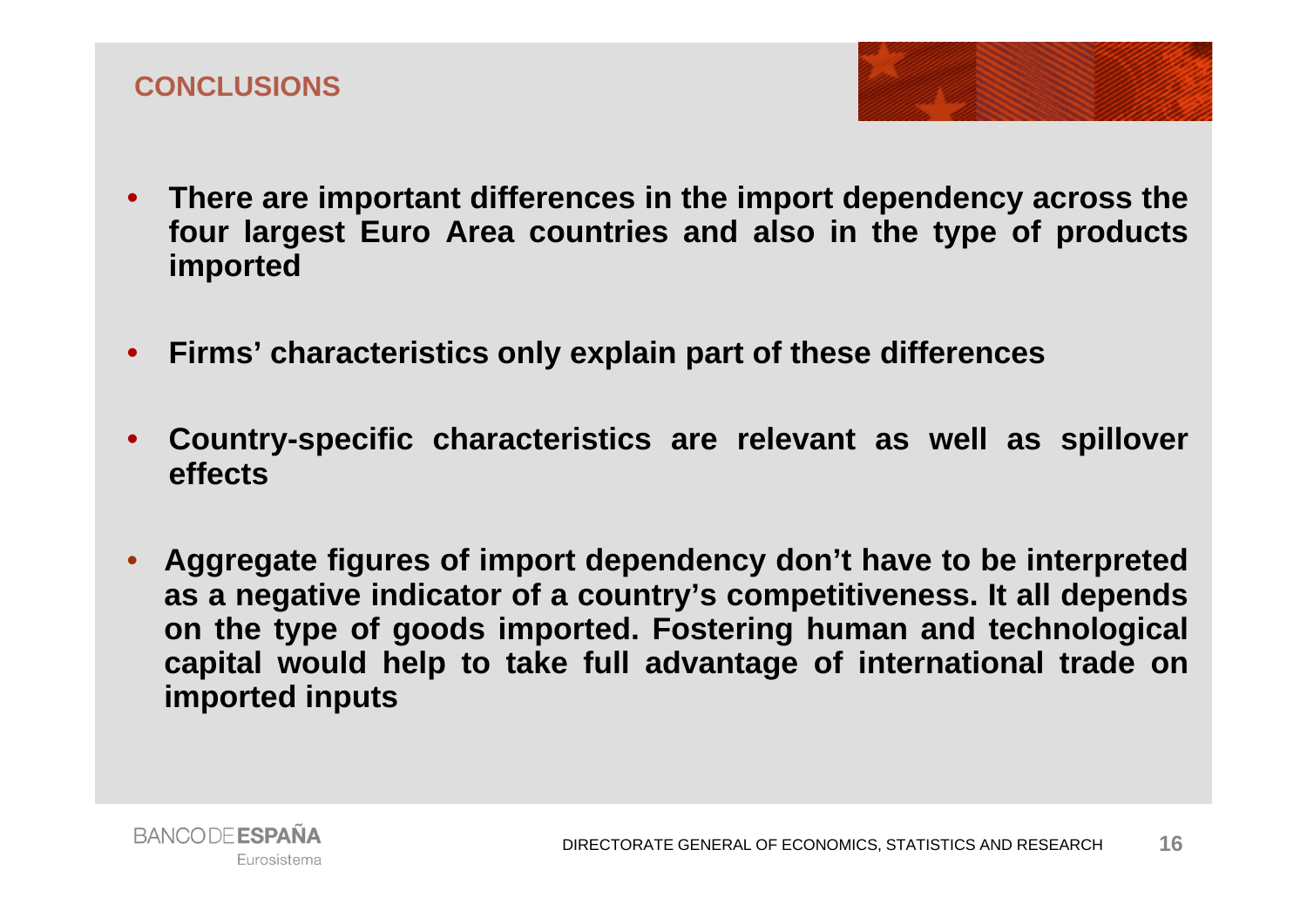## CONCLUSIONS

- **There are important differences in the import dependency across the four largest Euro Area countries and also in the type of products imported**

- **Firms' characteristics only explain part of these differences**

- **Country-specific characteristics are relevant as well as spillover effects**

- **Aggregate figures of import dependency don't have to be interpreted as a negative indicator of a country's competitiveness. It all depends on the type of goods imported. Fostering human and technological capital would help to take full advantage of international trade on imported inputs**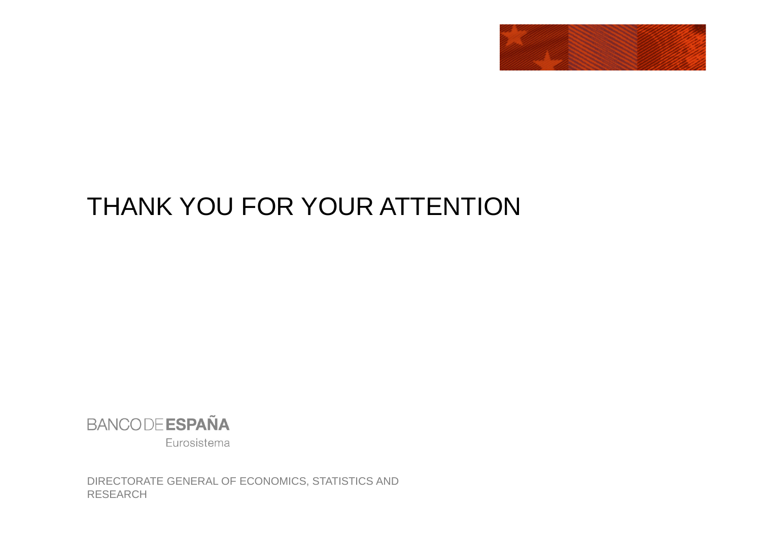# THANK YOU FOR YOUR ATTENTION

BANCO DE ESPAÑA

Eurosistema

DIRECTORATE GENERAL OF ECONOMICS, STATISTICS AND RESEARCH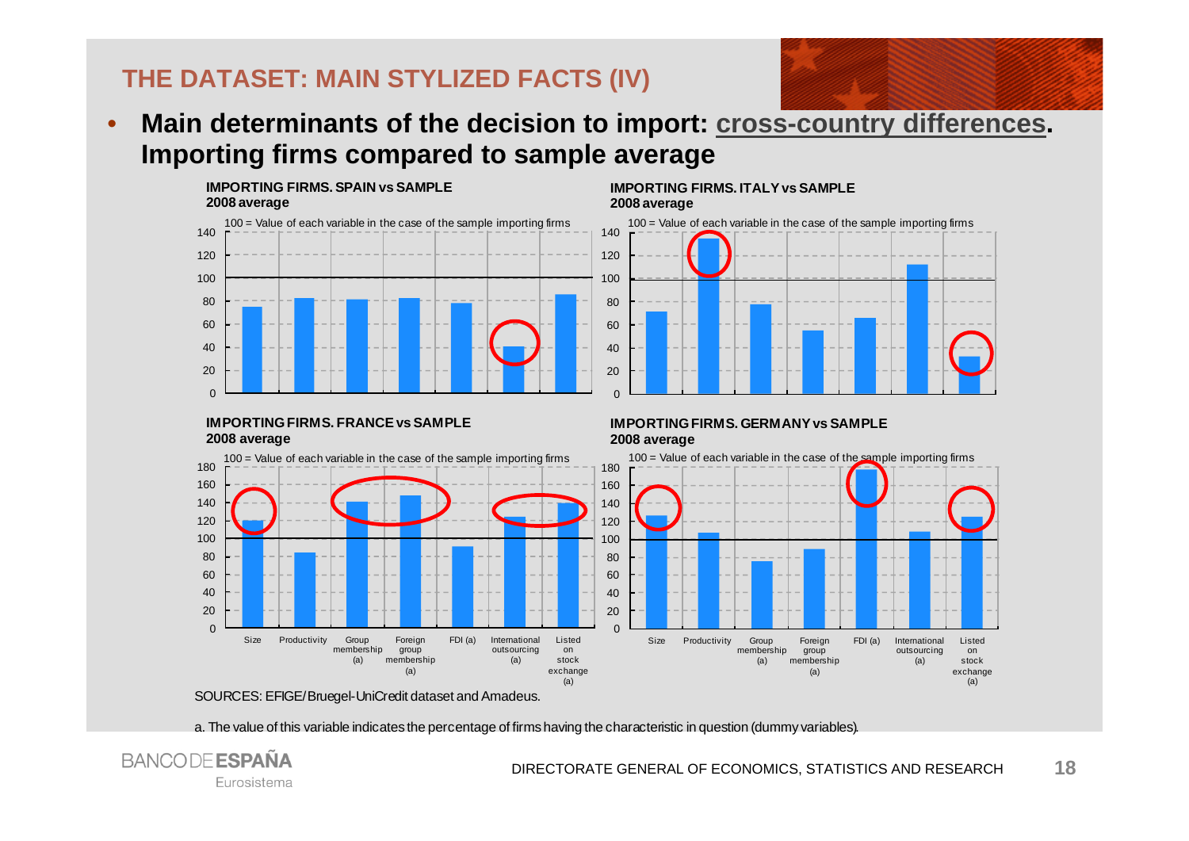## THE DATASET: MAIN STYLIZED FACTS (IV)

- **Main determinants of the decision to import: cross-country differences. Importing firms compared to sample average**

**IMPORTING FIRMS. SPAIN vs SAMPLE**
**2008 average**

100 = Value of each variable in the case of the sample importing firms

140
120
100
80
60
40
20
0

**IMPORTING FIRMS. ITALY vs SAMPLE**
**2008 average**

100 = Value of each variable in the case of the sample importing firms

140
120
100
80
60
40
20
0

**IMPORTING FIRMS. FRANCE vs SAMPLE**
**2008 average**

100 = Value of each variable in the case of the sample importing firms

180
160
140
120
100
80
60
40
20
0

Size
Productivity
Group membership (a)
Foreign group membership (a)
FDI (a)
International outsourcing (a)
Listed on stock exchange (a)

**IMPORTING FIRMS. GERMANY vs SAMPLE**
**2008 average**

100 = Value of each variable in the case of the sample importing firms

180
160
140
120
100
80
60
40
20
0

Size
Productivity
Group membership (a)
Foreign group membership (a)
FDI (a)
International outsourcing (a)
Listed on stock exchange (a)

SOURCES: EFIGE/Bruegel-UniCredit dataset and Amadeus.

a. The value of this variable indicates the percentage of firms having the characteristic in question (dummy variables).

BANCO DE ESPAÑA
Eurosistema

DIRECTORATE GENERAL OF ECONOMICS, STATISTICS AND RESEARCH